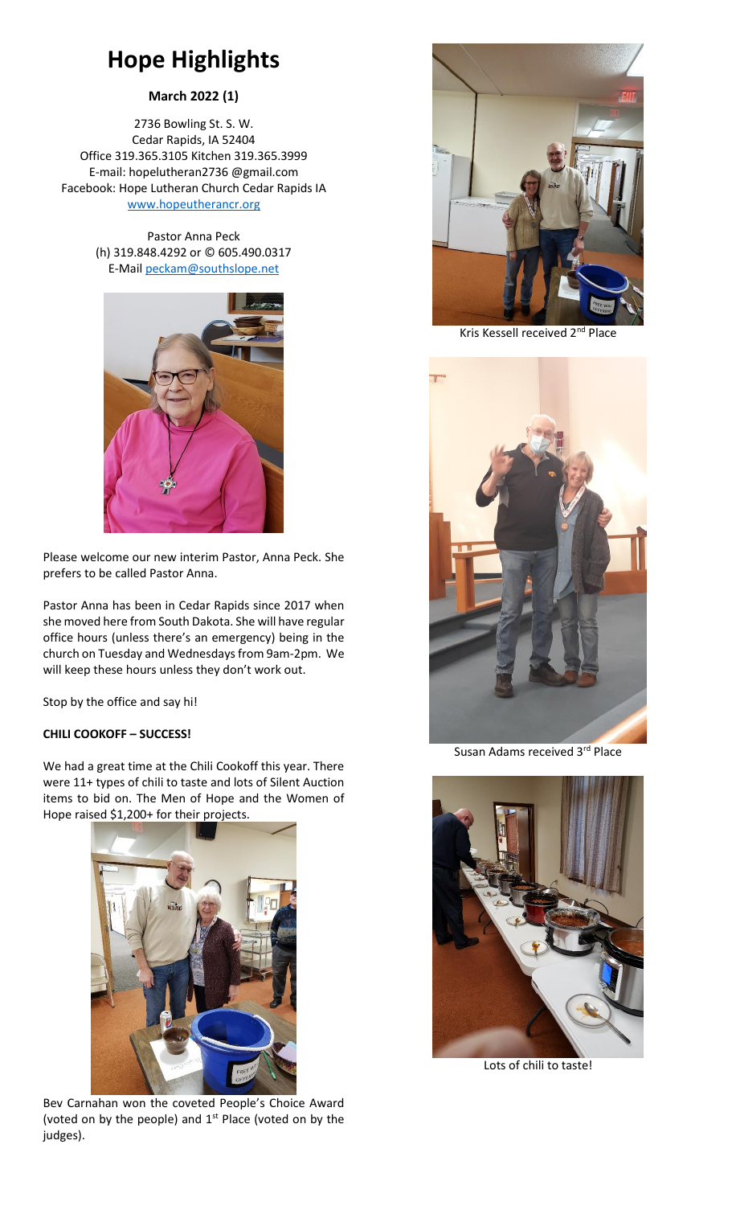# Hope Highlights

**March 2022 (1)**

2736 Bowling St. S. W.
Cedar Rapids, IA 52404
Office 319.365.3105 Kitchen 319.365.3999
E-mail: hopelutheran2736 @gmail.com
Facebook: Hope Lutheran Church Cedar Rapids IA
www.hopeutherancr.org

Pastor Anna Peck
(h) 319.848.4292 or © 605.490.0317
E-Mail peckam@southslope.net

Please welcome our new interim Pastor, Anna Peck. She prefers to be called Pastor Anna.

Pastor Anna has been in Cedar Rapids since 2017 when she moved here from South Dakota. She will have regular office hours (unless there's an emergency) being in the church on Tuesday and Wednesdays from 9am-2pm. We will keep these hours unless they don't work out.

Stop by the office and say hi!

**CHILI COOKOFF – SUCCESS!**

We had a great time at the Chili Cookoff this year. There were 11+ types of chili to taste and lots of Silent Auction items to bid on. The Men of Hope and the Women of Hope raised $1,200+ for their projects.

Bev Carnahan won the coveted People's Choice Award (voted on by the people) and 1st Place (voted on by the judges).

Kris Kessell received 2nd Place

Susan Adams received 3rd Place

Lots of chili to taste!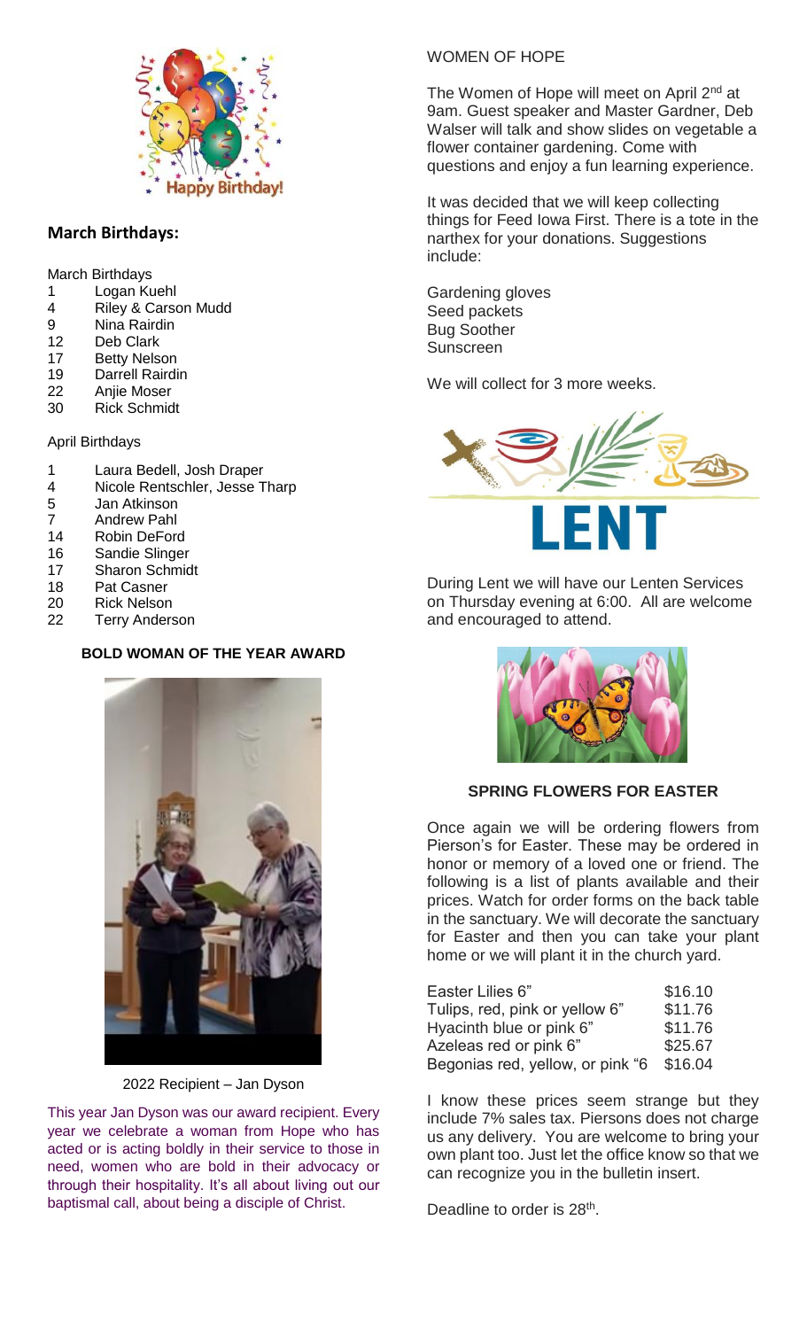Happy Birthday!

## March Birthdays:

March Birthdays

| | |
|---|---|
| 1 | Logan Kuehl |
| 4 | Riley & Carson Mudd |
| 9 | Nina Rairdin |
| 12 | Deb Clark |
| 17 | Betty Nelson |
| 19 | Darrell Rairdin |
| 22 | Anjie Moser |
| 30 | Rick Schmidt |

April Birthdays

| | |
|---|---|
| 1 | Laura Bedell, Josh Draper |
| 4 | Nicole Rentschler, Jesse Tharp |
| 5 | Jan Atkinson |
| 7 | Andrew Pahl |
| 14 | Robin DeFord |
| 16 | Sandie Slinger |
| 17 | Sharon Schmidt |
| 18 | Pat Casner |
| 20 | Rick Nelson |
| 22 | Terry Anderson |

**BOLD WOMAN OF THE YEAR AWARD**

2022 Recipient – Jan Dyson

This year Jan Dyson was our award recipient. Every year we celebrate a woman from Hope who has acted or is acting boldly in their service to those in need, women who are bold in their advocacy or through their hospitality. It's all about living out our baptismal call, about being a disciple of Christ.

WOMEN OF HOPE

The Women of Hope will meet on April 2nd at 9am. Guest speaker and Master Gardner, Deb Walser will talk and show slides on vegetable a flower container gardening. Come with questions and enjoy a fun learning experience.

It was decided that we will keep collecting things for Feed Iowa First. There is a tote in the narthex for your donations. Suggestions include:

Gardening gloves
Seed packets
Bug Soother
Sunscreen

We will collect for 3 more weeks.

LENT

During Lent we will have our Lenten Services on Thursday evening at 6:00. All are welcome and encouraged to attend.

**SPRING FLOWERS FOR EASTER**

Once again we will be ordering flowers from Pierson's for Easter. These may be ordered in honor or memory of a loved one or friend. The following is a list of plants available and their prices. Watch for order forms on the back table in the sanctuary. We will decorate the sanctuary for Easter and then you can take your plant home or we will plant it in the church yard.

| | |
|---|---|
| Easter Lilies 6" | $16.10 |
| Tulips, red, pink or yellow 6" | $11.76 |
| Hyacinth blue or pink 6" | $11.76 |
| Azeleas red or pink 6" | $25.67 |
| Begonias red, yellow, or pink "6 | $16.04 |

I know these prices seem strange but they include 7% sales tax. Piersons does not charge us any delivery. You are welcome to bring your own plant too. Just let the office know so that we can recognize you in the bulletin insert.

Deadline to order is 28th.